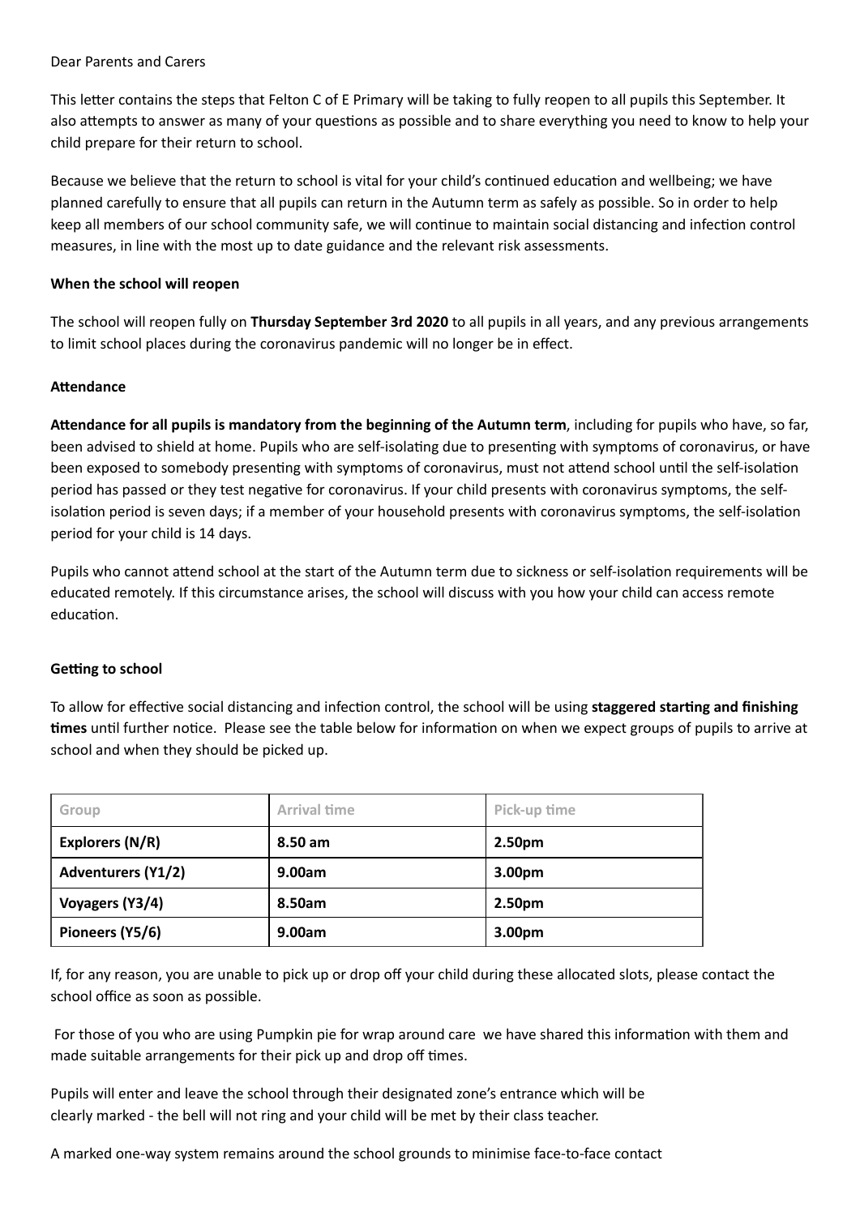Dear Parents and Carers

This letter contains the steps that Felton C of E Primary will be taking to fully reopen to all pupils this September. It also attempts to answer as many of your questions as possible and to share everything you need to know to help your child prepare for their return to school.

Because we believe that the return to school is vital for your child's continued education and wellbeing; we have planned carefully to ensure that all pupils can return in the Autumn term as safely as possible. So in order to help keep all members of our school community safe, we will continue to maintain social distancing and infection control measures, in line with the most up to date guidance and the relevant risk assessments.

**When the school will reopen**

The school will reopen fully on **Thursday September 3rd 2020** to all pupils in all years, and any previous arrangements to limit school places during the coronavirus pandemic will no longer be in effect.

**Attendance**

**Attendance for all pupils is mandatory from the beginning of the Autumn term**, including for pupils who have, so far, been advised to shield at home. Pupils who are self-isolating due to presenting with symptoms of coronavirus, or have been exposed to somebody presenting with symptoms of coronavirus, must not attend school until the self-isolation period has passed or they test negative for coronavirus. If your child presents with coronavirus symptoms, the self-isolation period is seven days; if a member of your household presents with coronavirus symptoms, the self-isolation period for your child is 14 days.

Pupils who cannot attend school at the start of the Autumn term due to sickness or self-isolation requirements will be educated remotely. If this circumstance arises, the school will discuss with you how your child can access remote education.

**Getting to school**

To allow for effective social distancing and infection control, the school will be using **staggered starting and finishing times** until further notice. Please see the table below for information on when we expect groups of pupils to arrive at school and when they should be picked up.

| Group | Arrival time | Pick-up time |
|---|---|---|
| **Explorers (N/R)** | **8.50 am** | **2.50pm** |
| **Adventurers (Y1/2)** | **9.00am** | **3.00pm** |
| **Voyagers (Y3/4)** | **8.50am** | **2.50pm** |
| **Pioneers (Y5/6)** | **9.00am** | **3.00pm** |

If, for any reason, you are unable to pick up or drop off your child during these allocated slots, please contact the school office as soon as possible.

For those of you who are using Pumpkin pie for wrap around care we have shared this information with them and made suitable arrangements for their pick up and drop off times.

Pupils will enter and leave the school through their designated zone's entrance which will be clearly marked - the bell will not ring and your child will be met by their class teacher.

A marked one-way system remains around the school grounds to minimise face-to-face contact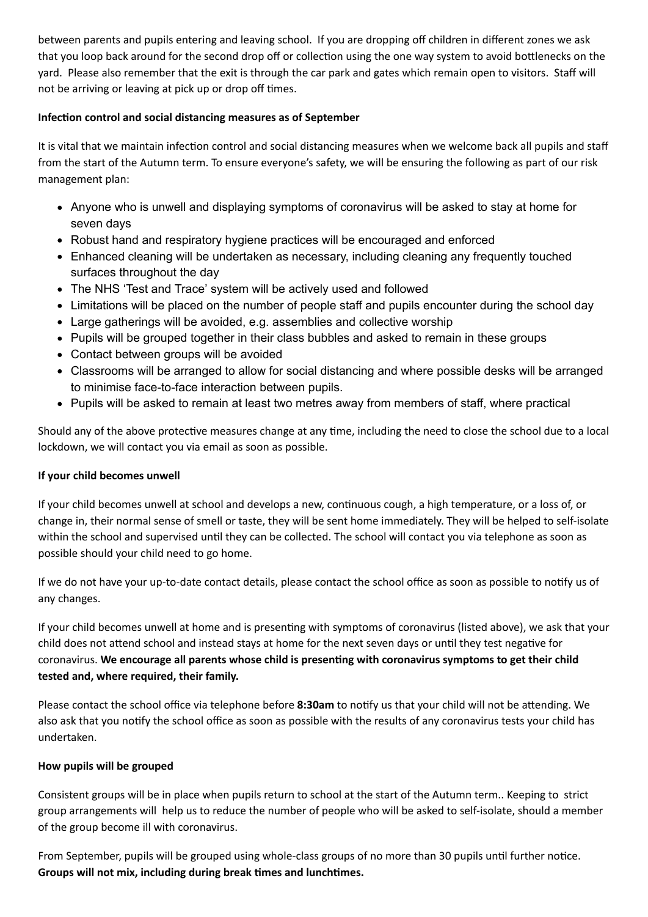between parents and pupils entering and leaving school. If you are dropping off children in different zones we ask that you loop back around for the second drop off or collection using the one way system to avoid bottlenecks on the yard. Please also remember that the exit is through the car park and gates which remain open to visitors. Staff will not be arriving or leaving at pick up or drop off times.

**Infection control and social distancing measures as of September**

It is vital that we maintain infection control and social distancing measures when we welcome back all pupils and staff from the start of the Autumn term. To ensure everyone's safety, we will be ensuring the following as part of our risk management plan:

- Anyone who is unwell and displaying symptoms of coronavirus will be asked to stay at home for seven days
- Robust hand and respiratory hygiene practices will be encouraged and enforced
- Enhanced cleaning will be undertaken as necessary, including cleaning any frequently touched surfaces throughout the day
- The NHS 'Test and Trace' system will be actively used and followed
- Limitations will be placed on the number of people staff and pupils encounter during the school day
- Large gatherings will be avoided, e.g. assemblies and collective worship
- Pupils will be grouped together in their class bubbles and asked to remain in these groups
- Contact between groups will be avoided
- Classrooms will be arranged to allow for social distancing and where possible desks will be arranged to minimise face-to-face interaction between pupils.
- Pupils will be asked to remain at least two metres away from members of staff, where practical

Should any of the above protective measures change at any time, including the need to close the school due to a local lockdown, we will contact you via email as soon as possible.

**If your child becomes unwell**

If your child becomes unwell at school and develops a new, continuous cough, a high temperature, or a loss of, or change in, their normal sense of smell or taste, they will be sent home immediately. They will be helped to self-isolate within the school and supervised until they can be collected. The school will contact you via telephone as soon as possible should your child need to go home.

If we do not have your up-to-date contact details, please contact the school office as soon as possible to notify us of any changes.

If your child becomes unwell at home and is presenting with symptoms of coronavirus (listed above), we ask that your child does not attend school and instead stays at home for the next seven days or until they test negative for coronavirus. **We encourage all parents whose child is presenting with coronavirus symptoms to get their child tested and, where required, their family.**

Please contact the school office via telephone before **8:30am** to notify us that your child will not be attending. We also ask that you notify the school office as soon as possible with the results of any coronavirus tests your child has undertaken.

**How pupils will be grouped**

Consistent groups will be in place when pupils return to school at the start of the Autumn term.. Keeping to strict group arrangements will help us to reduce the number of people who will be asked to self-isolate, should a member of the group become ill with coronavirus.

From September, pupils will be grouped using whole-class groups of no more than 30 pupils until further notice. **Groups will not mix, including during break times and lunchtimes.**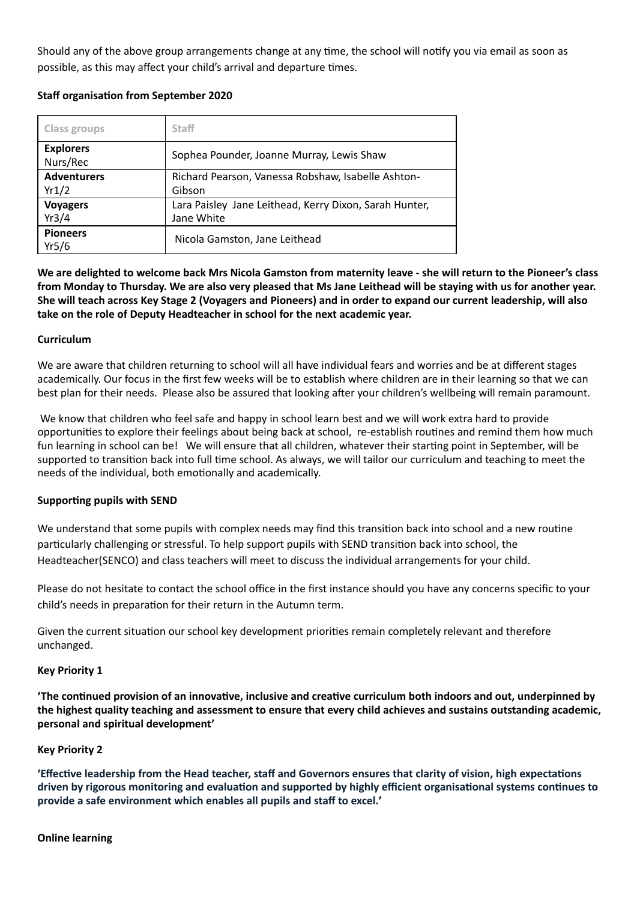Should any of the above group arrangements change at any time, the school will notify you via email as soon as possible, as this may affect your child's arrival and departure times.

**Staff organisation from September 2020**

| Class groups | Staff |
|---|---|
| **Explorers** Nurs/Rec | Sophea Pounder, Joanne Murray, Lewis Shaw |
| **Adventurers** Yr1/2 | Richard Pearson, Vanessa Robshaw, Isabelle Ashton-Gibson |
| **Voyagers** Yr3/4 | Lara Paisley Jane Leithead, Kerry Dixon, Sarah Hunter, Jane White |
| **Pioneers** Yr5/6 | Nicola Gamston, Jane Leithead |

**We are delighted to welcome back Mrs Nicola Gamston from maternity leave - she will return to the Pioneer's class from Monday to Thursday. We are also very pleased that Ms Jane Leithead will be staying with us for another year. She will teach across Key Stage 2 (Voyagers and Pioneers) and in order to expand our current leadership, will also take on the role of Deputy Headteacher in school for the next academic year.**

**Curriculum**

We are aware that children returning to school will all have individual fears and worries and be at different stages academically. Our focus in the first few weeks will be to establish where children are in their learning so that we can best plan for their needs. Please also be assured that looking after your children's wellbeing will remain paramount.

We know that children who feel safe and happy in school learn best and we will work extra hard to provide opportunities to explore their feelings about being back at school, re-establish routines and remind them how much fun learning in school can be! We will ensure that all children, whatever their starting point in September, will be supported to transition back into full time school. As always, we will tailor our curriculum and teaching to meet the needs of the individual, both emotionally and academically.

**Supporting pupils with SEND**

We understand that some pupils with complex needs may find this transition back into school and a new routine particularly challenging or stressful. To help support pupils with SEND transition back into school, the Headteacher(SENCO) and class teachers will meet to discuss the individual arrangements for your child.

Please do not hesitate to contact the school office in the first instance should you have any concerns specific to your child's needs in preparation for their return in the Autumn term.

Given the current situation our school key development priorities remain completely relevant and therefore unchanged.

**Key Priority 1**

**'The continued provision of an innovative, inclusive and creative curriculum both indoors and out, underpinned by the highest quality teaching and assessment to ensure that every child achieves and sustains outstanding academic, personal and spiritual development'**

**Key Priority 2**

**'Effective leadership from the Head teacher, staff and Governors ensures that clarity of vision, high expectations driven by rigorous monitoring and evaluation and supported by highly efficient organisational systems continues to provide a safe environment which enables all pupils and staff to excel.'**

**Online learning**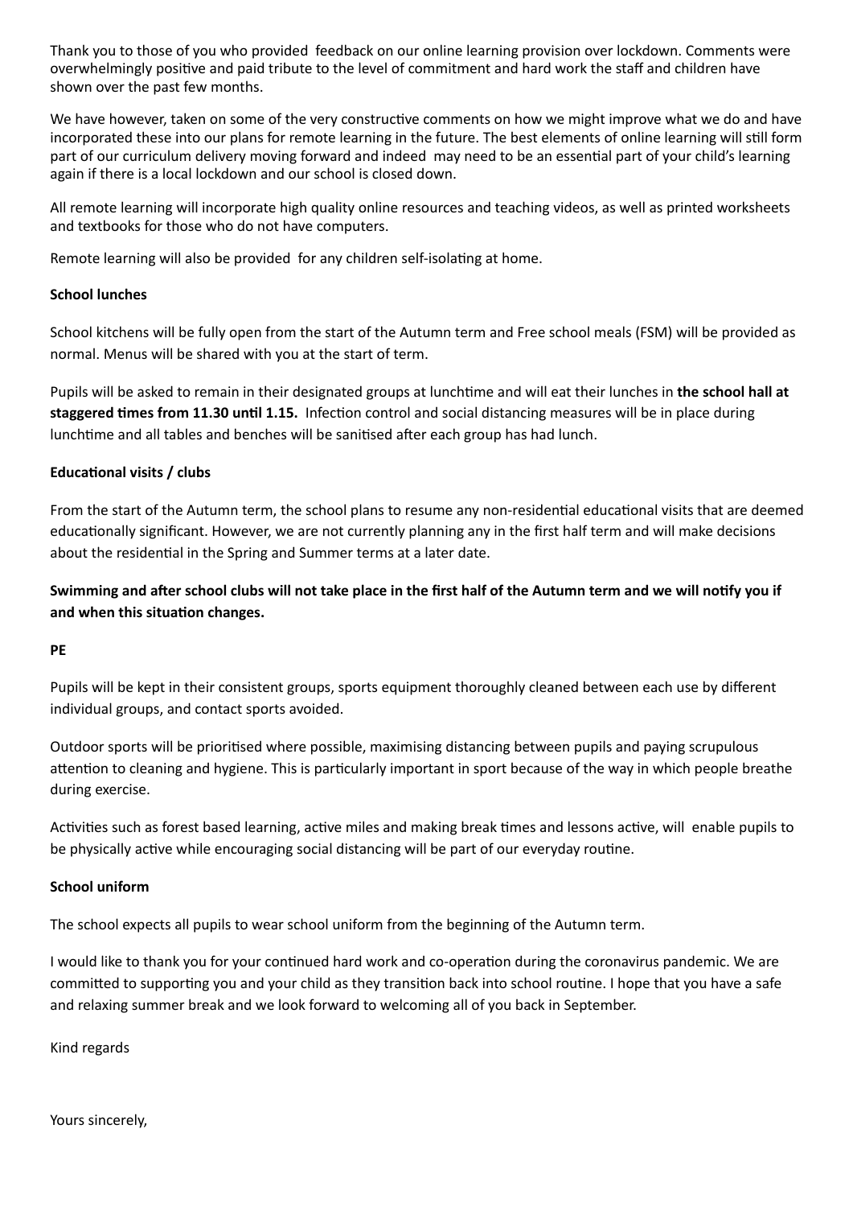Thank you to those of you who provided feedback on our online learning provision over lockdown. Comments were overwhelmingly positive and paid tribute to the level of commitment and hard work the staff and children have shown over the past few months.

We have however, taken on some of the very constructive comments on how we might improve what we do and have incorporated these into our plans for remote learning in the future. The best elements of online learning will still form part of our curriculum delivery moving forward and indeed may need to be an essential part of your child's learning again if there is a local lockdown and our school is closed down.

All remote learning will incorporate high quality online resources and teaching videos, as well as printed worksheets and textbooks for those who do not have computers.

Remote learning will also be provided for any children self-isolating at home.

**School lunches**

School kitchens will be fully open from the start of the Autumn term and Free school meals (FSM) will be provided as normal. Menus will be shared with you at the start of term.

Pupils will be asked to remain in their designated groups at lunchtime and will eat their lunches in **the school hall at staggered times from 11.30 until 1.15.** Infection control and social distancing measures will be in place during lunchtime and all tables and benches will be sanitised after each group has had lunch.

**Educational visits / clubs**

From the start of the Autumn term, the school plans to resume any non-residential educational visits that are deemed educationally significant. However, we are not currently planning any in the first half term and will make decisions about the residential in the Spring and Summer terms at a later date.

**Swimming and after school clubs will not take place in the first half of the Autumn term and we will notify you if and when this situation changes.**

**PE**

Pupils will be kept in their consistent groups, sports equipment thoroughly cleaned between each use by different individual groups, and contact sports avoided.

Outdoor sports will be prioritised where possible, maximising distancing between pupils and paying scrupulous attention to cleaning and hygiene. This is particularly important in sport because of the way in which people breathe during exercise.

Activities such as forest based learning, active miles and making break times and lessons active, will enable pupils to be physically active while encouraging social distancing will be part of our everyday routine.

**School uniform**

The school expects all pupils to wear school uniform from the beginning of the Autumn term.

I would like to thank you for your continued hard work and co-operation during the coronavirus pandemic. We are committed to supporting you and your child as they transition back into school routine. I hope that you have a safe and relaxing summer break and we look forward to welcoming all of you back in September.

Kind regards

Yours sincerely,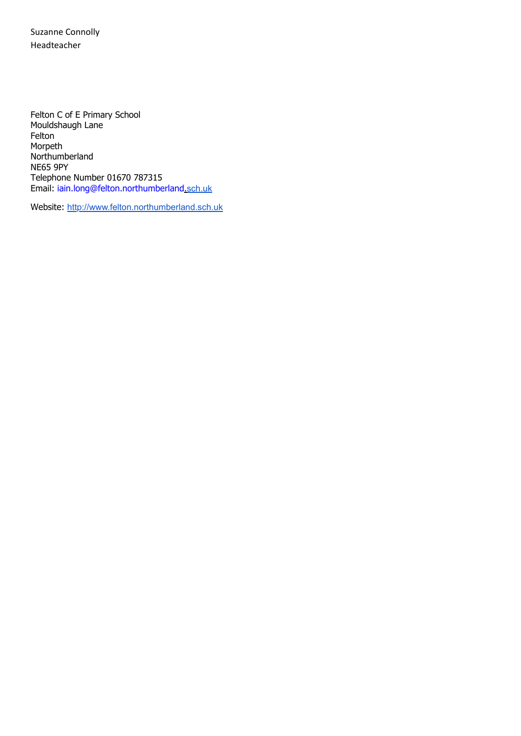Suzanne Connolly
Headteacher

Felton C of E Primary School
Mouldshaugh Lane
Felton
Morpeth
Northumberland
NE65 9PY
Telephone Number 01670 787315
Email: iain.long@felton.northumberland.sch.uk

Website: http://www.felton.northumberland.sch.uk